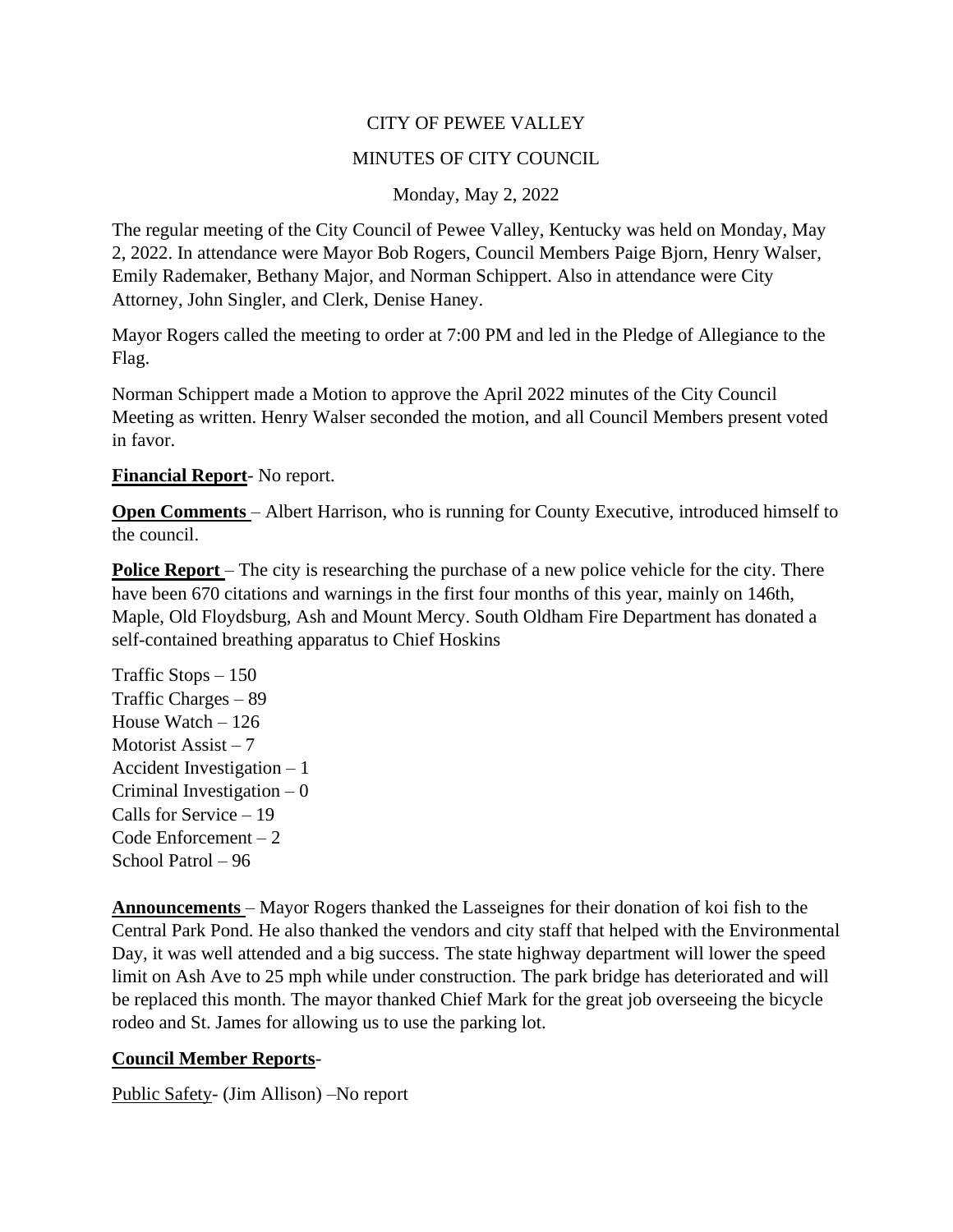CITY OF PEWEE VALLEY

MINUTES OF CITY COUNCIL

Monday, May 2, 2022

The regular meeting of the City Council of Pewee Valley, Kentucky was held on Monday, May 2, 2022. In attendance were Mayor Bob Rogers, Council Members Paige Bjorn, Henry Walser, Emily Rademaker, Bethany Major, and Norman Schippert. Also in attendance were City Attorney, John Singler, and Clerk, Denise Haney.

Mayor Rogers called the meeting to order at 7:00 PM and led in the Pledge of Allegiance to the Flag.

Norman Schippert made a Motion to approve the April 2022 minutes of the City Council Meeting as written. Henry Walser seconded the motion, and all Council Members present voted in favor.

**Financial Report**- No report.

**Open Comments** – Albert Harrison, who is running for County Executive, introduced himself to the council.

**Police Report** – The city is researching the purchase of a new police vehicle for the city. There have been 670 citations and warnings in the first four months of this year, mainly on 146th, Maple, Old Floydsburg, Ash and Mount Mercy. South Oldham Fire Department has donated a self-contained breathing apparatus to Chief Hoskins

Traffic Stops – 150
Traffic Charges – 89
House Watch – 126
Motorist Assist – 7
Accident Investigation – 1
Criminal Investigation – 0
Calls for Service – 19
Code Enforcement – 2
School Patrol – 96

**Announcements** – Mayor Rogers thanked the Lasseignes for their donation of koi fish to the Central Park Pond. He also thanked the vendors and city staff that helped with the Environmental Day, it was well attended and a big success. The state highway department will lower the speed limit on Ash Ave to 25 mph while under construction. The park bridge has deteriorated and will be replaced this month. The mayor thanked Chief Mark for the great job overseeing the bicycle rodeo and St. James for allowing us to use the parking lot.

**Council Member Reports**-

Public Safety- (Jim Allison) –No report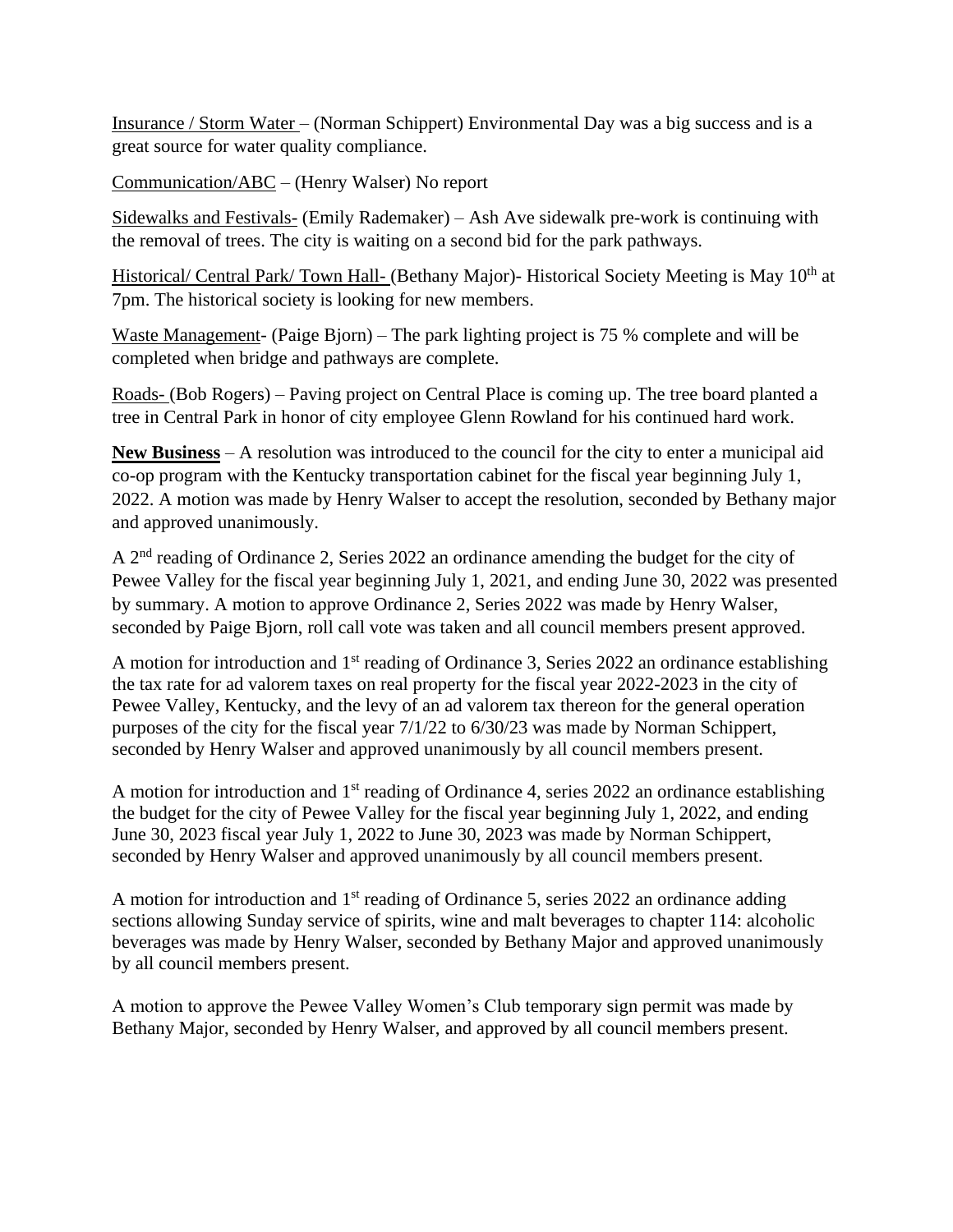Insurance / Storm Water – (Norman Schippert) Environmental Day was a big success and is a great source for water quality compliance.

Communication/ABC – (Henry Walser) No report

Sidewalks and Festivals- (Emily Rademaker) – Ash Ave sidewalk pre-work is continuing with the removal of trees. The city is waiting on a second bid for the park pathways.

Historical/ Central Park/ Town Hall- (Bethany Major)- Historical Society Meeting is May 10th at 7pm. The historical society is looking for new members.

Waste Management- (Paige Bjorn) – The park lighting project is 75 % complete and will be completed when bridge and pathways are complete.

Roads- (Bob Rogers) – Paving project on Central Place is coming up. The tree board planted a tree in Central Park in honor of city employee Glenn Rowland for his continued hard work.

**New Business** – A resolution was introduced to the council for the city to enter a municipal aid co-op program with the Kentucky transportation cabinet for the fiscal year beginning July 1, 2022. A motion was made by Henry Walser to accept the resolution, seconded by Bethany major and approved unanimously.

A 2nd reading of Ordinance 2, Series 2022 an ordinance amending the budget for the city of Pewee Valley for the fiscal year beginning July 1, 2021, and ending June 30, 2022 was presented by summary. A motion to approve Ordinance 2, Series 2022 was made by Henry Walser, seconded by Paige Bjorn, roll call vote was taken and all council members present approved.

A motion for introduction and 1st reading of Ordinance 3, Series 2022 an ordinance establishing the tax rate for ad valorem taxes on real property for the fiscal year 2022-2023 in the city of Pewee Valley, Kentucky, and the levy of an ad valorem tax thereon for the general operation purposes of the city for the fiscal year 7/1/22 to 6/30/23 was made by Norman Schippert, seconded by Henry Walser and approved unanimously by all council members present.

A motion for introduction and 1st reading of Ordinance 4, series 2022 an ordinance establishing the budget for the city of Pewee Valley for the fiscal year beginning July 1, 2022, and ending June 30, 2023 fiscal year July 1, 2022 to June 30, 2023 was made by Norman Schippert, seconded by Henry Walser and approved unanimously by all council members present.

A motion for introduction and 1st reading of Ordinance 5, series 2022 an ordinance adding sections allowing Sunday service of spirits, wine and malt beverages to chapter 114: alcoholic beverages was made by Henry Walser, seconded by Bethany Major and approved unanimously by all council members present.

A motion to approve the Pewee Valley Women's Club temporary sign permit was made by Bethany Major, seconded by Henry Walser, and approved by all council members present.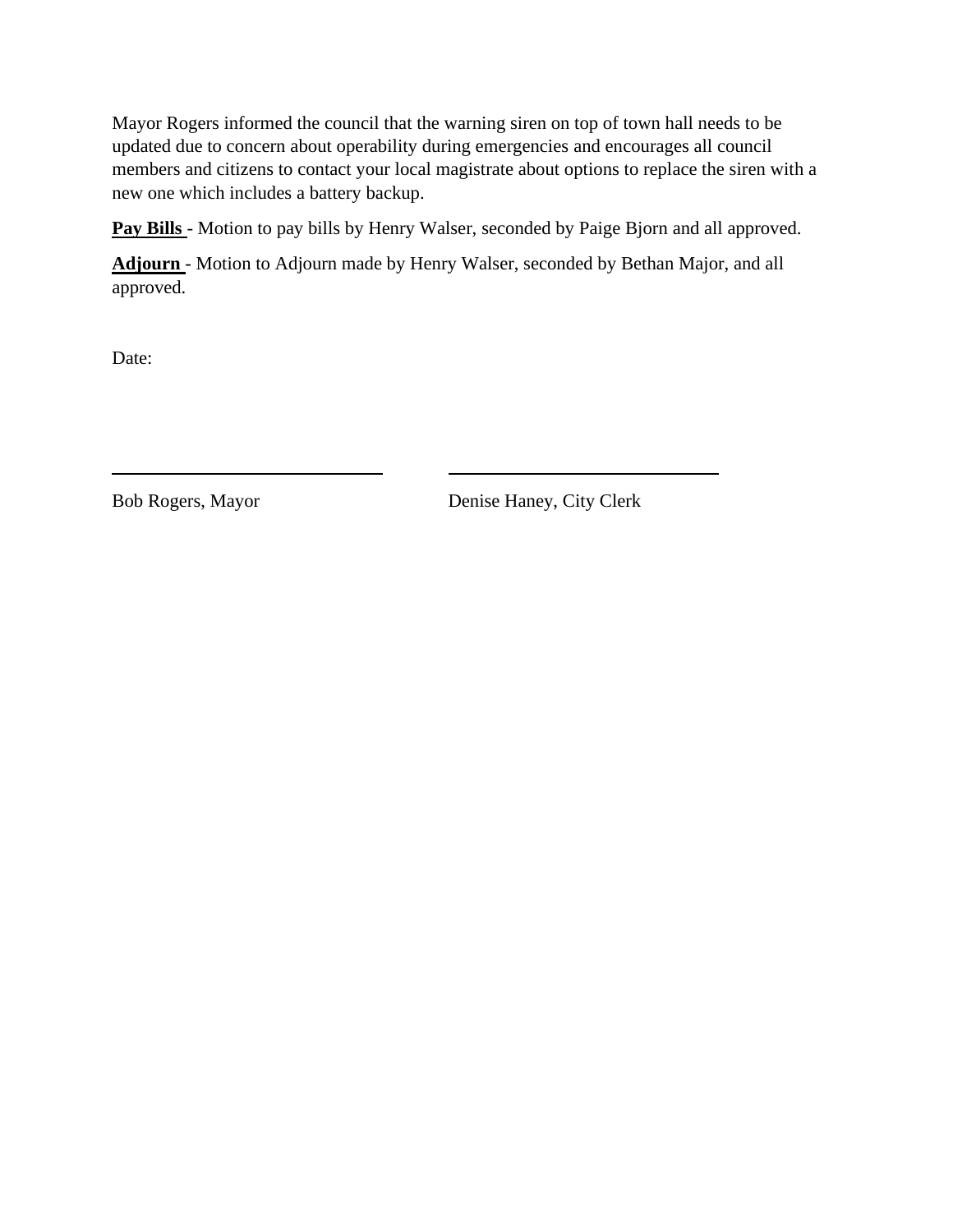Mayor Rogers informed the council that the warning siren on top of town hall needs to be updated due to concern about operability during emergencies and encourages all council members and citizens to contact your local magistrate about options to replace the siren with a new one which includes a battery backup.

**Pay Bills** - Motion to pay bills by Henry Walser, seconded by Paige Bjorn and all approved.

**Adjourn** - Motion to Adjourn made by Henry Walser, seconded by Bethan Major, and all approved.

Date:

\_\_\_\_\_\_\_\_\_\_\_\_\_\_\_\_\_\_\_\_\_\_\_\_\_\_\_\_\_\_ \_\_\_\_\_\_\_\_\_\_\_\_\_\_\_\_\_\_\_\_\_\_\_\_\_\_\_\_\_\_

Bob Rogers, Mayor Denise Haney, City Clerk